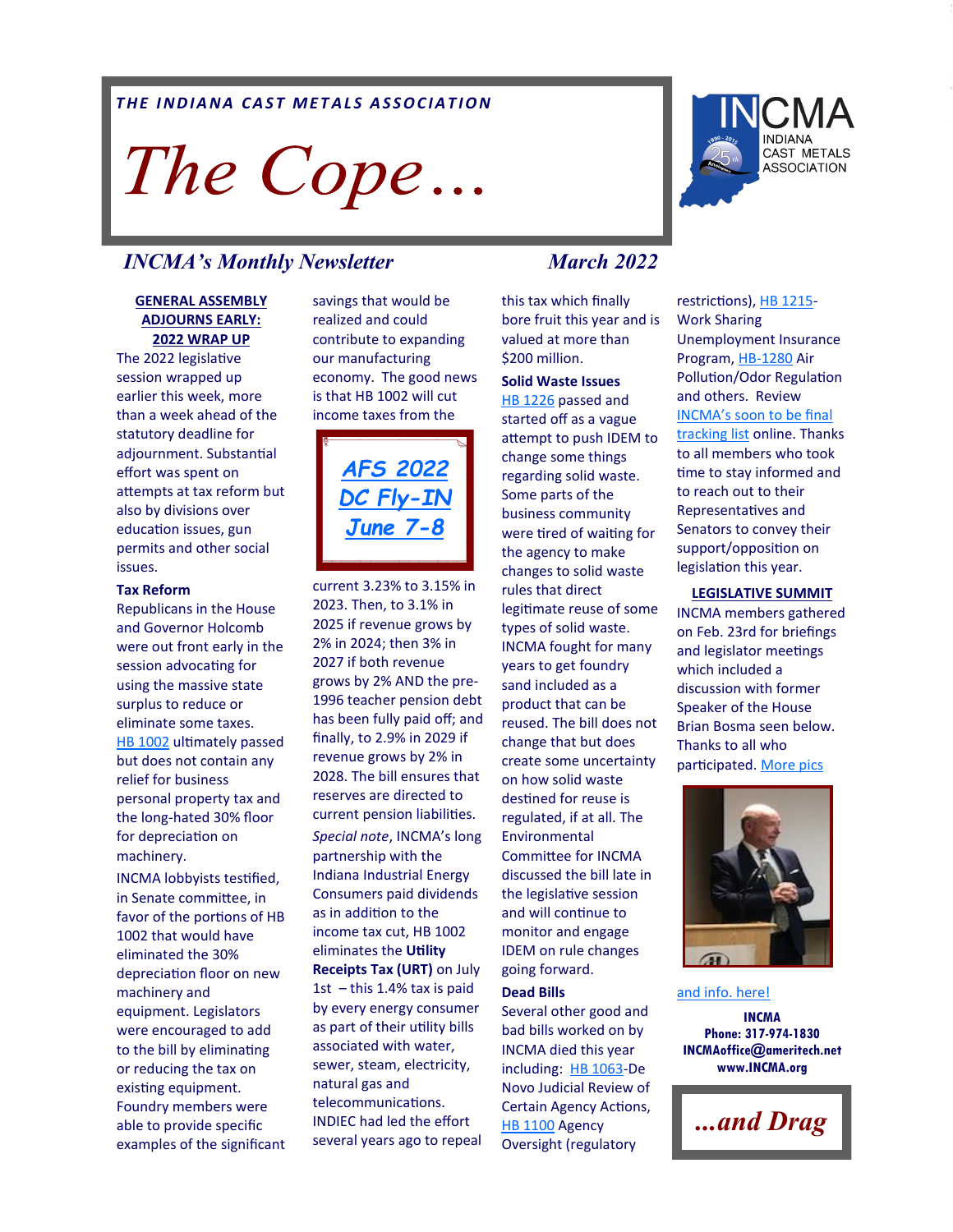*THE INDIANA CAST METALS ASSOCIATION*

# *The Cope…*

INCMA INDIANA CAST METALS ASSOCIATION

*INCMA's Monthly Newsletter* *March 2022*

## GENERAL ASSEMBLY ADJOURNS EARLY: 2022 WRAP UP

The 2022 legislative session wrapped up earlier this week, more than a week ahead of the statutory deadline for adjournment. Substantial effort was spent on attempts at tax reform but also by divisions over education issues, gun permits and other social issues.

### Tax Reform

Republicans in the House and Governor Holcomb were out front early in the session advocating for using the massive state surplus to reduce or eliminate some taxes. HB 1002 ultimately passed but does not contain any relief for business personal property tax and the long-hated 30% floor for depreciation on machinery.

INCMA lobbyists testified, in Senate committee, in favor of the portions of HB 1002 that would have eliminated the 30% depreciation floor on new machinery and equipment. Legislators were encouraged to add to the bill by eliminating or reducing the tax on existing equipment. Foundry members were able to provide specific examples of the significant savings that would be realized and could contribute to expanding our manufacturing economy. The good news is that HB 1002 will cut income taxes from the current 3.23% to 3.15% in 2023. Then, to 3.1% in 2025 if revenue grows by 2% in 2024; then 3% in 2027 if both revenue grows by 2% AND the pre-1996 teacher pension debt has been fully paid off; and finally, to 2.9% in 2029 if revenue grows by 2% in 2028. The bill ensures that reserves are directed to current pension liabilities.

*Special note*, INCMA's long partnership with the Indiana Industrial Energy Consumers paid dividends as in addition to the income tax cut, HB 1002 eliminates the **Utility Receipts Tax (URT)** on July 1st – this 1.4% tax is paid by every energy consumer as part of their utility bills associated with water, sewer, steam, electricity, natural gas and telecommunications. INDIEC had led the effort several years ago to repeal this tax which finally bore fruit this year and is valued at more than $200 million.

**AFS 2022 DC Fly-IN June 7-8**

### Solid Waste Issues

HB 1226 passed and started off as a vague attempt to push IDEM to change some things regarding solid waste. Some parts of the business community were tired of waiting for the agency to make changes to solid waste rules that direct legitimate reuse of some types of solid waste. INCMA fought for many years to get foundry sand included as a product that can be reused. The bill does not change that but does create some uncertainty on how solid waste destined for reuse is regulated, if at all. The Environmental Committee for INCMA discussed the bill late in the legislative session and will continue to monitor and engage IDEM on rule changes going forward.

### Dead Bills

Several other good and bad bills worked on by INCMA died this year including: HB 1063-De Novo Judicial Review of Certain Agency Actions, HB 1100 Agency Oversight (regulatory restrictions), HB 1215-Work Sharing Unemployment Insurance Program, HB-1280 Air Pollution/Odor Regulation and others. Review INCMA's soon to be final tracking list online. Thanks to all members who took time to stay informed and to reach out to their Representatives and Senators to convey their support/opposition on legislation this year.

## LEGISLATIVE SUMMIT

INCMA members gathered on Feb. 23rd for briefings and legislator meetings which included a discussion with former Speaker of the House Brian Bosma seen below. Thanks to all who participated. More pics and info. here!

**INCMA**
**Phone: 317-974-1830**
**INCMAoffice@ameritech.net**
**www.INCMA.org**

***…and Drag***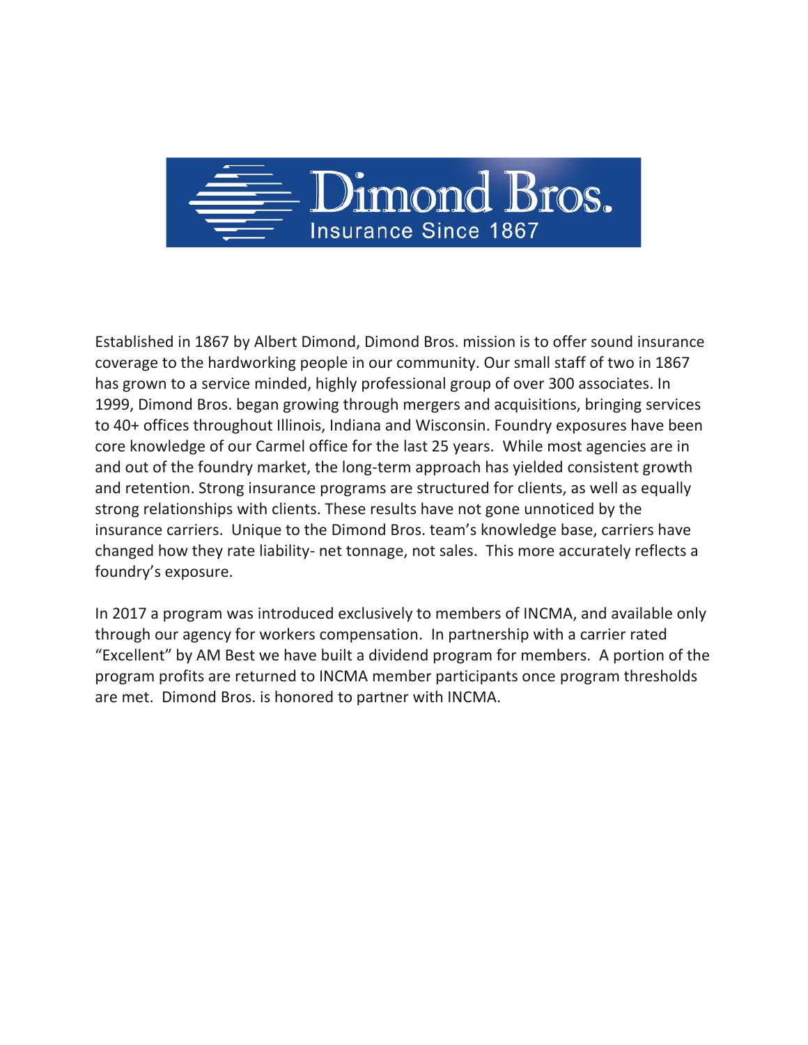Dimond Bros.
Insurance Since 1867

Established in 1867 by Albert Dimond, Dimond Bros. mission is to offer sound insurance coverage to the hardworking people in our community. Our small staff of two in 1867 has grown to a service minded, highly professional group of over 300 associates. In 1999, Dimond Bros. began growing through mergers and acquisitions, bringing services to 40+ offices throughout Illinois, Indiana and Wisconsin. Foundry exposures have been core knowledge of our Carmel office for the last 25 years. While most agencies are in and out of the foundry market, the long-term approach has yielded consistent growth and retention. Strong insurance programs are structured for clients, as well as equally strong relationships with clients. These results have not gone unnoticed by the insurance carriers. Unique to the Dimond Bros. team's knowledge base, carriers have changed how they rate liability- net tonnage, not sales. This more accurately reflects a foundry's exposure.

In 2017 a program was introduced exclusively to members of INCMA, and available only through our agency for workers compensation. In partnership with a carrier rated "Excellent" by AM Best we have built a dividend program for members. A portion of the program profits are returned to INCMA member participants once program thresholds are met. Dimond Bros. is honored to partner with INCMA.